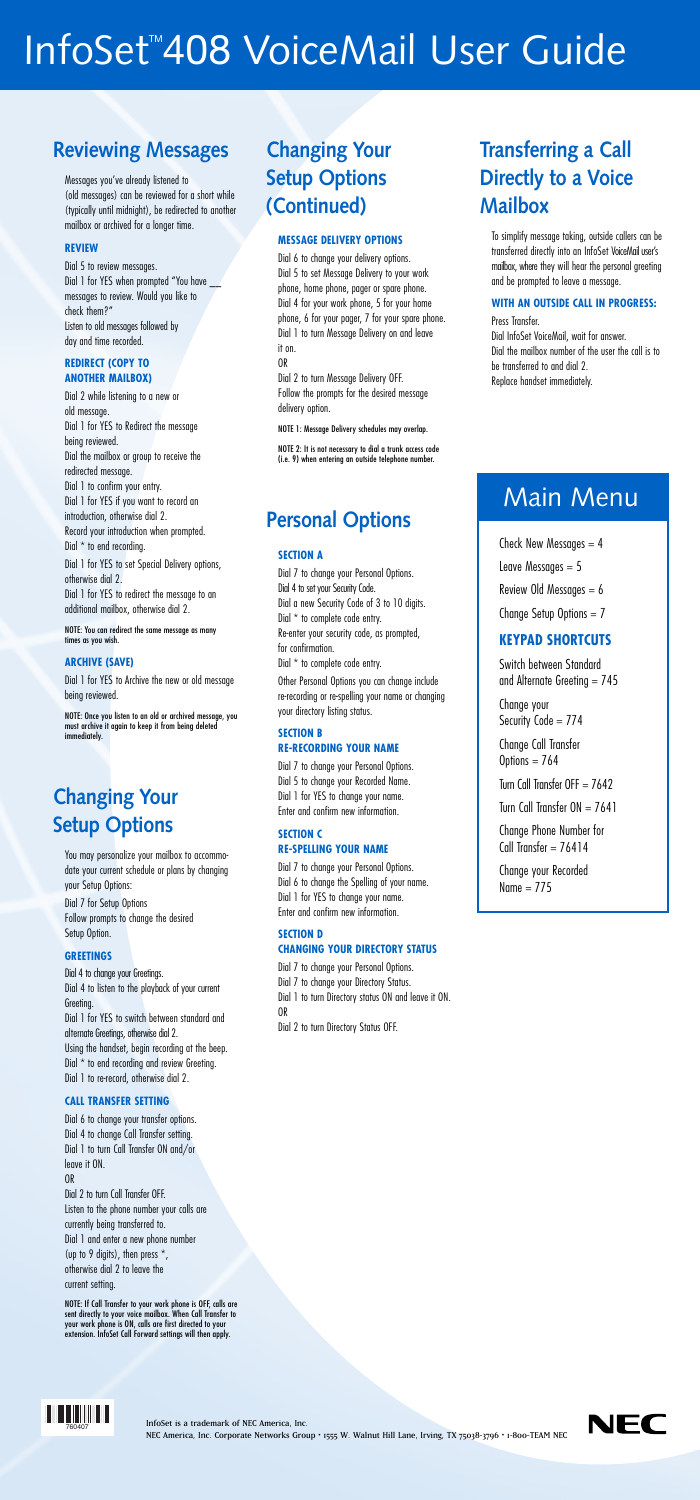# InfoSet™ 408 VoiceMail User Guide

## Reviewing Messages

Messages you've already listened to (old messages) can be reviewed for a short while (typically until midnight), be redirected to another mailbox or archived for a longer time.

### REVIEW

Dial 5 to review messages.
Dial 1 for YES when prompted "You have __ messages to review. Would you like to check them?"
Listen to old messages followed by day and time recorded.

### REDIRECT (COPY TO ANOTHER MAILBOX)

Dial 2 while listening to a new or old message.
Dial 1 for YES to Redirect the message being reviewed.
Dial the mailbox or group to receive the redirected message.
Dial 1 to confirm your entry.
Dial 1 for YES if you want to record an introduction, otherwise dial 2.
Record your introduction when prompted.
Dial * to end recording.
Dial 1 for YES to set Special Delivery options, otherwise dial 2.
Dial 1 for YES to redirect the message to an additional mailbox, otherwise dial 2.

**NOTE: You can redirect the same message as many times as you wish.**

### ARCHIVE (SAVE)

Dial 1 for YES to Archive the new or old message being reviewed.

**NOTE: Once you listen to an old or archived message, you must archive it again to keep it from being deleted immediately.**

## Changing Your Setup Options

You may personalize your mailbox to accommodate your current schedule or plans by changing your Setup Options:
Dial 7 for Setup Options
Follow prompts to change the desired Setup Option.

### GREETINGS

Dial 4 to change your Greetings.
Dial 4 to listen to the playback of your current Greeting.
Dial 1 for YES to switch between standard and alternate Greetings, otherwise dial 2.
Using the handset, begin recording at the beep.
Dial * to end recording and review Greeting.
Dial 1 to re-record, otherwise dial 2.

### CALL TRANSFER SETTING

Dial 6 to change your transfer options.
Dial 4 to change Call Transfer setting.
Dial 1 to turn Call Transfer ON and/or leave it ON.
OR
Dial 2 to turn Call Transfer OFF.
Listen to the phone number your calls are currently being transferred to.
Dial 1 and enter a new phone number (up to 9 digits), then press *, otherwise dial 2 to leave the current setting.

**NOTE: If Call Transfer to your work phone is OFF, calls are sent directly to your voice mailbox. When Call Transfer to your work phone is ON, calls are first directed to your extension. InfoSet Call Forward settings will then apply.**

## Changing Your Setup Options (Continued)

### MESSAGE DELIVERY OPTIONS

Dial 6 to change your delivery options.
Dial 5 to set Message Delivery to your work phone, home phone, pager or spare phone.
Dial 4 for your work phone, 5 for your home phone, 6 for your pager, 7 for your spare phone.
Dial 1 to turn Message Delivery on and leave it on.
OR
Dial 2 to turn Message Delivery OFF.
Follow the prompts for the desired message delivery option.

**NOTE 1: Message Delivery schedules may overlap.**

**NOTE 2: It is not necessary to dial a trunk access code (i.e. 9) when entering an outside telephone number.**

## Personal Options

### SECTION A

Dial 7 to change your Personal Options.
Dial 4 to set your Security Code.
Dial a new Security Code of 3 to 10 digits.
Dial * to complete code entry.
Re-enter your security code, as prompted, for confirmation.
Dial * to complete code entry.

Other Personal Options you can change include re-recording or re-spelling your name or changing your directory listing status.

### SECTION B RE-RECORDING YOUR NAME

Dial 7 to change your Personal Options.
Dial 5 to change your Recorded Name.
Dial 1 for YES to change your name.
Enter and confirm new information.

### SECTION C RE-SPELLING YOUR NAME

Dial 7 to change your Personal Options.
Dial 6 to change the Spelling of your name.
Dial 1 for YES to change your name.
Enter and confirm new information.

### SECTION D CHANGING YOUR DIRECTORY STATUS

Dial 7 to change your Personal Options.
Dial 7 to change your Directory Status.
Dial 1 to turn Directory status ON and leave it ON.
OR
Dial 2 to turn Directory Status OFF.

## Transferring a Call Directly to a Voice Mailbox

To simplify message taking, outside callers can be transferred directly into an InfoSet VoiceMail user's mailbox, where they will hear the personal greeting and be prompted to leave a message.

### WITH AN OUTSIDE CALL IN PROGRESS:

Press Transfer.
Dial InfoSet VoiceMail, wait for answer.
Dial the mailbox number of the user the call is to be transferred to and dial 2.
Replace handset immediately.

## Main Menu

Check New Messages = 4

Leave Messages = 5

Review Old Messages = 6

Change Setup Options = 7

### KEYPAD SHORTCUTS

Switch between Standard and Alternate Greeting = 745

Change your Security Code = 774

Change Call Transfer Options = 764

Turn Call Transfer OFF = 7642

Turn Call Transfer ON = 7641

Change Phone Number for Call Transfer = 76414

Change your Recorded Name = 775

760407

InfoSet is a trademark of NEC America, Inc.
NEC America, Inc. Corporate Networks Group • 1555 W. Walnut Hill Lane, Irving, TX 75038-3796 • 1-800-TEAM NEC

NEC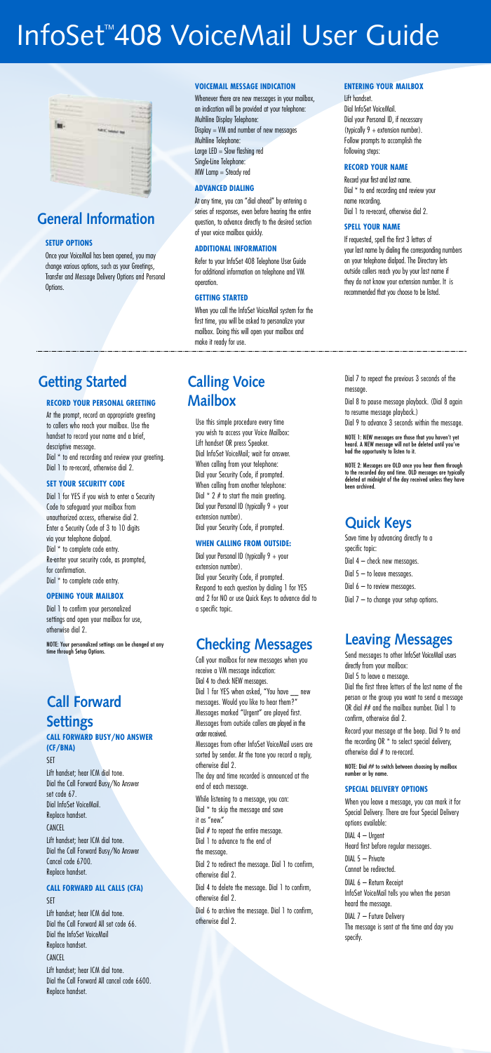# InfoSet™408 VoiceMail User Guide

## General Information

### SETUP OPTIONS

Once your VoiceMail has been opened, you may change various options, such as your Greetings, Transfer and Message Delivery Options and Personal Options.

### VOICEMAIL MESSAGE INDICATION

Whenever there are new messages in your mailbox, an indication will be provided at your telephone:

Multiline Display Telephone:
Display = VM and number of new messages

Multiline Telephone:
Large LED = Slow flashing red

Single-Line Telephone:
MW Lamp = Steady red

### ADVANCED DIALING

At any time, you can "dial ahead" by entering a series of responses, even before hearing the entire question, to advance directly to the desired section of your voice mailbox quickly.

### ADDITIONAL INFORMATION

Refer to your InfoSet 408 Telephone User Guide for additional information on telephone and VM operation.

### GETTING STARTED

When you call the InfoSet VoiceMail system for the first time, you will be asked to personalize your mailbox. Doing this will open your mailbox and make it ready for use.

### ENTERING YOUR MAILBOX

Lift handset.
Dial InfoSet VoiceMail.
Dial your Personal ID, if necessary (typically 9 + extension number).
Follow prompts to accomplish the following steps:

### RECORD YOUR NAME

Record your first and last name.
Dial * to end recording and review your name recording.
Dial 1 to re-record, otherwise dial 2.

### SPELL YOUR NAME

If requested, spell the first 3 letters of your last name by dialing the corresponding numbers on your telephone dialpad. The Directory lets outside callers reach you by your last name if they do not know your extension number. It is recommended that you choose to be listed.

## Getting Started

### RECORD YOUR PERSONAL GREETING

At the prompt, record an appropriate greeting to callers who reach your mailbox. Use the handset to record your name and a brief, descriptive message.
Dial * to end recording and review your greeting.
Dial 1 to re-record, otherwise dial 2.

### SET YOUR SECURITY CODE

Dial 1 for YES if you wish to enter a Security Code to safeguard your mailbox from unauthorized access, otherwise dial 2.
Enter a Security Code of 3 to 10 digits via your telephone dialpad.
Dial * to complete code entry.
Re-enter your security code, as prompted, for confirmation.
Dial * to complete code entry.

### OPENING YOUR MAILBOX

Dial 1 to confirm your personalized settings and open your mailbox for use, otherwise dial 2.

**NOTE: Your personalized settings can be changed at any time through Setup Options.**

## Call Forward Settings

### CALL FORWARD BUSY/NO ANSWER (CF/BNA)

SET

Lift handset; hear ICM dial tone.
Dial the Call Forward Busy/No Answer set code 67.
Dial InfoSet VoiceMail.
Replace handset.

CANCEL

Lift handset; hear ICM dial tone.
Dial the Call Forward Busy/No Answer Cancel code 6700.
Replace handset.

### CALL FORWARD ALL CALLS (CFA)

SET

Lift handset; hear ICM dial tone.
Dial the Call Forward All set code 66.
Dial the InfoSet VoiceMail
Replace handset.

CANCEL

Lift handset; hear ICM dial tone.
Dial the Call Forward All cancel code 6600.
Replace handset.

## Calling Voice Mailbox

Use this simple procedure every time you wish to access your Voice Mailbox:
Lift handset OR press Speaker.
Dial InfoSet VoiceMail; wait for answer.
When calling from your telephone:
Dial your Security Code, if prompted.
When calling from another telephone:
Dial * 2 # to start the main greeting.
Dial your Personal ID (typically 9 + your extension number).
Dial your Security Code, if prompted.

### WHEN CALLING FROM OUTSIDE:

Dial your Personal ID (typically 9 + your extension number).
Dial your Security Code, if prompted.
Respond to each question by dialing 1 for YES and 2 for NO or use Quick Keys to advance dial to a specific topic.

## Checking Messages

Call your mailbox for new messages when you receive a VM message indication:
Dial 4 to check NEW messages.
Dial 1 for YES when asked, "You have __ new messages. Would you like to hear them?"
Messages marked "Urgent" are played first.
Messages from outside callers are played in the order received.
Messages from other InfoSet VoiceMail users are sorted by sender. At the tone you record a reply, otherwise dial 2.
The day and time recorded is announced at the end of each message.

While listening to a message, you can:
Dial * to skip the message and save it as "new."
Dial # to repeat the entire message.
Dial 1 to advance to the end of the message.
Dial 2 to redirect the message. Dial 1 to confirm, otherwise dial 2.
Dial 4 to delete the message. Dial 1 to confirm, otherwise dial 2.
Dial 6 to archive the message. Dial 1 to confirm, otherwise dial 2.
Dial 7 to repeat the previous 3 seconds of the message.
Dial 8 to pause message playback. (Dial 8 again to resume message playback.)
Dial 9 to advance 3 seconds within the message.

**NOTE 1: NEW messages are those that you haven't yet heard. A NEW message will not be deleted until you've had the opportunity to listen to it.**

**NOTE 2: Messages are OLD once you hear them through to the recorded day and time. OLD messages are typically deleted at midnight of the day received unless they have been archived.**

## Quick Keys

Save time by advancing directly to a specific topic:
Dial 4 – check new messages.
Dial 5 – to leave messages.
Dial 6 – to review messages.
Dial 7 – to change your setup options.

## Leaving Messages

Send messages to other InfoSet VoiceMail users directly from your mailbox:
Dial 5 to leave a message.
Dial the first three letters of the last name of the person or the group you want to send a message OR dial ## and the mailbox number. Dial 1 to confirm, otherwise dial 2.
Record your message at the beep. Dial 9 to end the recording OR * to select special delivery, otherwise dial # to re-record.

**NOTE: Dial ## to switch between choosing by mailbox number or by name.**

### SPECIAL DELIVERY OPTIONS

When you leave a message, you can mark it for Special Delivery. There are four Special Delivery options available:

DIAL 4 – Urgent
Heard first before regular messages.

DIAL 5 – Private
Cannot be redirected.

DIAL 6 – Return Receipt
InfoSet VoiceMail tells you when the person heard the message.

DIAL 7 – Future Delivery
The message is sent at the time and day you specify.